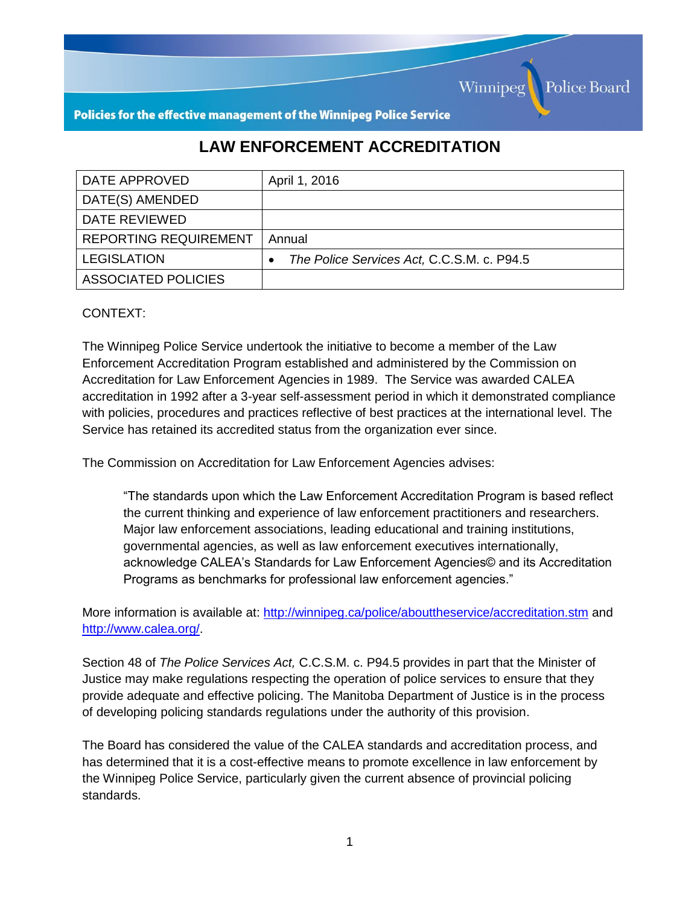Policies for the effective management of the Winnipeg Police Service

Winnipeg Police Board

# LAW ENFORCEMENT ACCREDITATION

| DATE APPROVED | April 1, 2016 |
|---|---|
| DATE(S) AMENDED | |
| DATE REVIEWED | |
| REPORTING REQUIREMENT | Annual |
| LEGISLATION | • *The Police Services Act,* C.C.S.M. c. P94.5 |
| ASSOCIATED POLICIES | |

CONTEXT:

The Winnipeg Police Service undertook the initiative to become a member of the Law Enforcement Accreditation Program established and administered by the Commission on Accreditation for Law Enforcement Agencies in 1989. The Service was awarded CALEA accreditation in 1992 after a 3-year self-assessment period in which it demonstrated compliance with policies, procedures and practices reflective of best practices at the international level. The Service has retained its accredited status from the organization ever since.

The Commission on Accreditation for Law Enforcement Agencies advises:

> "The standards upon which the Law Enforcement Accreditation Program is based reflect the current thinking and experience of law enforcement practitioners and researchers. Major law enforcement associations, leading educational and training institutions, governmental agencies, as well as law enforcement executives internationally, acknowledge CALEA's Standards for Law Enforcement Agencies© and its Accreditation Programs as benchmarks for professional law enforcement agencies."

More information is available at: http://winnipeg.ca/police/abouttheservice/accreditation.stm and http://www.calea.org/.

Section 48 of *The Police Services Act,* C.C.S.M. c. P94.5 provides in part that the Minister of Justice may make regulations respecting the operation of police services to ensure that they provide adequate and effective policing. The Manitoba Department of Justice is in the process of developing policing standards regulations under the authority of this provision.

The Board has considered the value of the CALEA standards and accreditation process, and has determined that it is a cost-effective means to promote excellence in law enforcement by the Winnipeg Police Service, particularly given the current absence of provincial policing standards.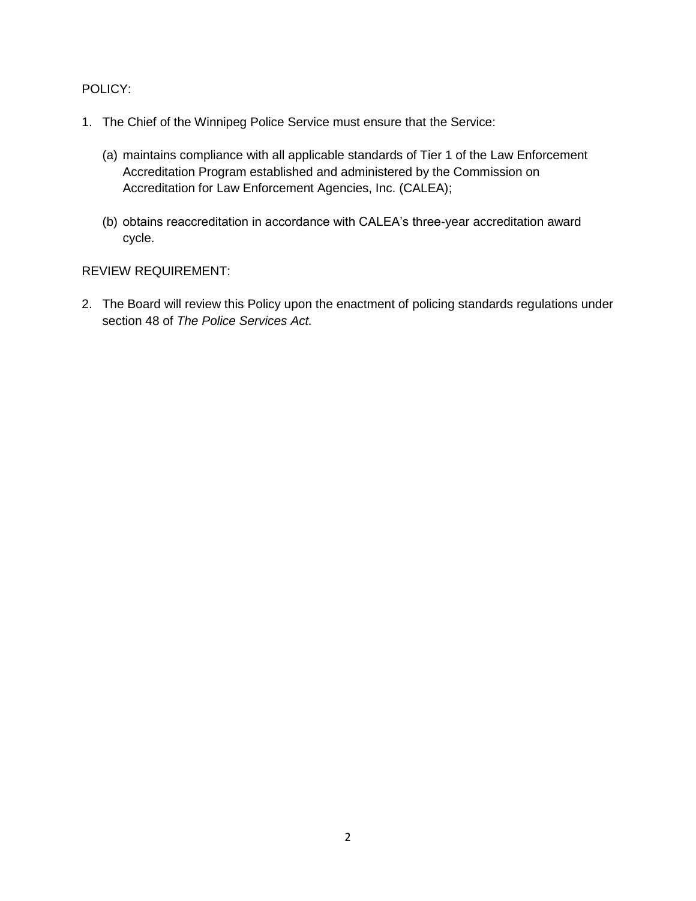POLICY:

1. The Chief of the Winnipeg Police Service must ensure that the Service:

   (a) maintains compliance with all applicable standards of Tier 1 of the Law Enforcement Accreditation Program established and administered by the Commission on Accreditation for Law Enforcement Agencies, Inc. (CALEA);

   (b) obtains reaccreditation in accordance with CALEA's three-year accreditation award cycle.

REVIEW REQUIREMENT:

2. The Board will review this Policy upon the enactment of policing standards regulations under section 48 of *The Police Services Act.*